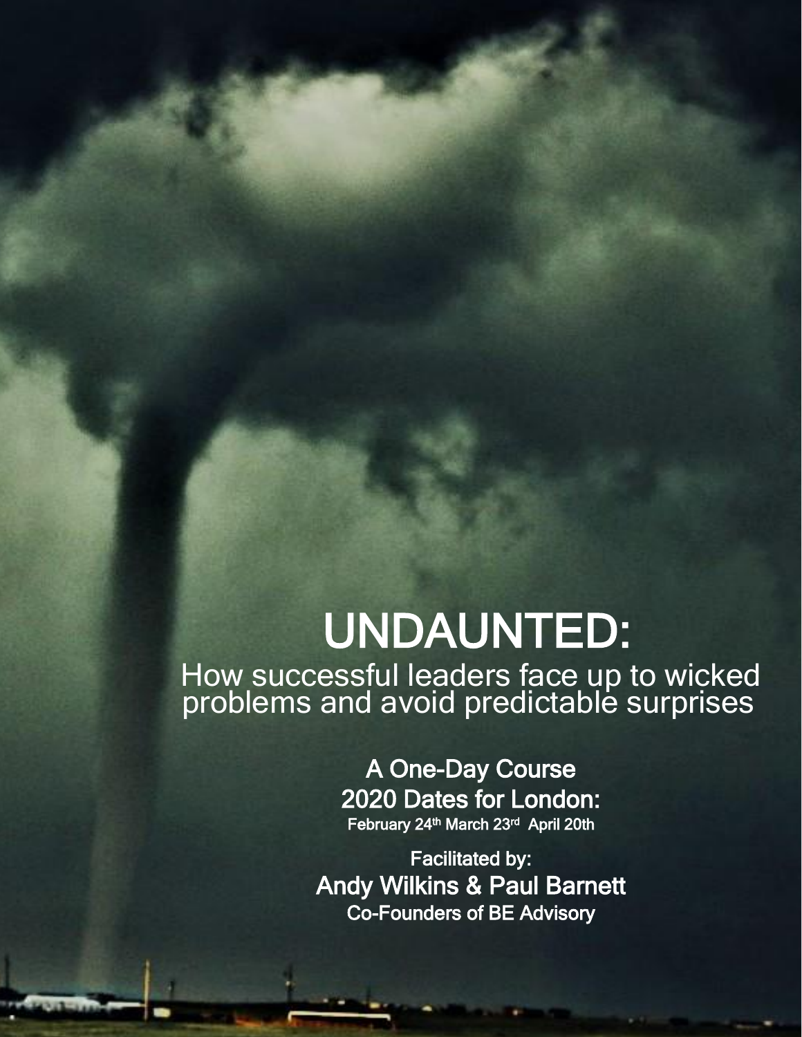# UNDAUNTED:

## How successful leaders face up to wicked problems and avoid predictable surprises

A One-Day Course

2020 Dates for London:

February 24th March 23rd April 20th

Facilitated by:

**Andy Wilkins & Paul Barnett**

Co-Founders of BE Advisory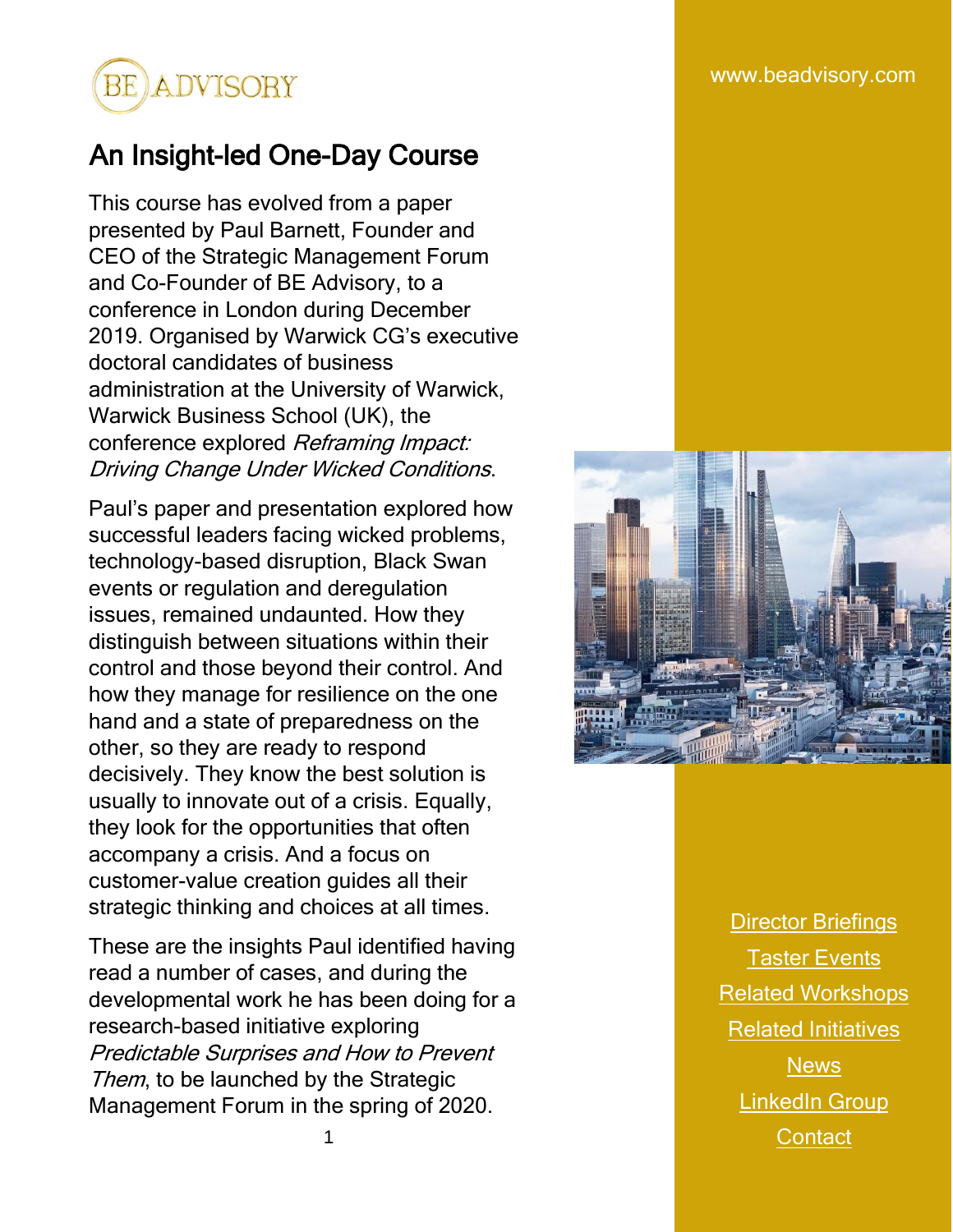BE ADVISORY

www.beadvisory.com

# An Insight-led One-Day Course

This course has evolved from a paper presented by Paul Barnett, Founder and CEO of the Strategic Management Forum and Co-Founder of BE Advisory, to a conference in London during December 2019. Organised by Warwick CG's executive doctoral candidates of business administration at the University of Warwick, Warwick Business School (UK), the conference explored *Reframing Impact: Driving Change Under Wicked Conditions*.

Paul's paper and presentation explored how successful leaders facing wicked problems, technology-based disruption, Black Swan events or regulation and deregulation issues, remained undaunted. How they distinguish between situations within their control and those beyond their control. And how they manage for resilience on the one hand and a state of preparedness on the other, so they are ready to respond decisively. They know the best solution is usually to innovate out of a crisis. Equally, they look for the opportunities that often accompany a crisis. And a focus on customer-value creation guides all their strategic thinking and choices at all times.

These are the insights Paul identified having read a number of cases, and during the developmental work he has been doing for a research-based initiative exploring *Predictable Surprises and How to Prevent Them*, to be launched by the Strategic Management Forum in the spring of 2020.

Director Briefings

Taster Events

Related Workshops

Related Initiatives

News

LinkedIn Group

Contact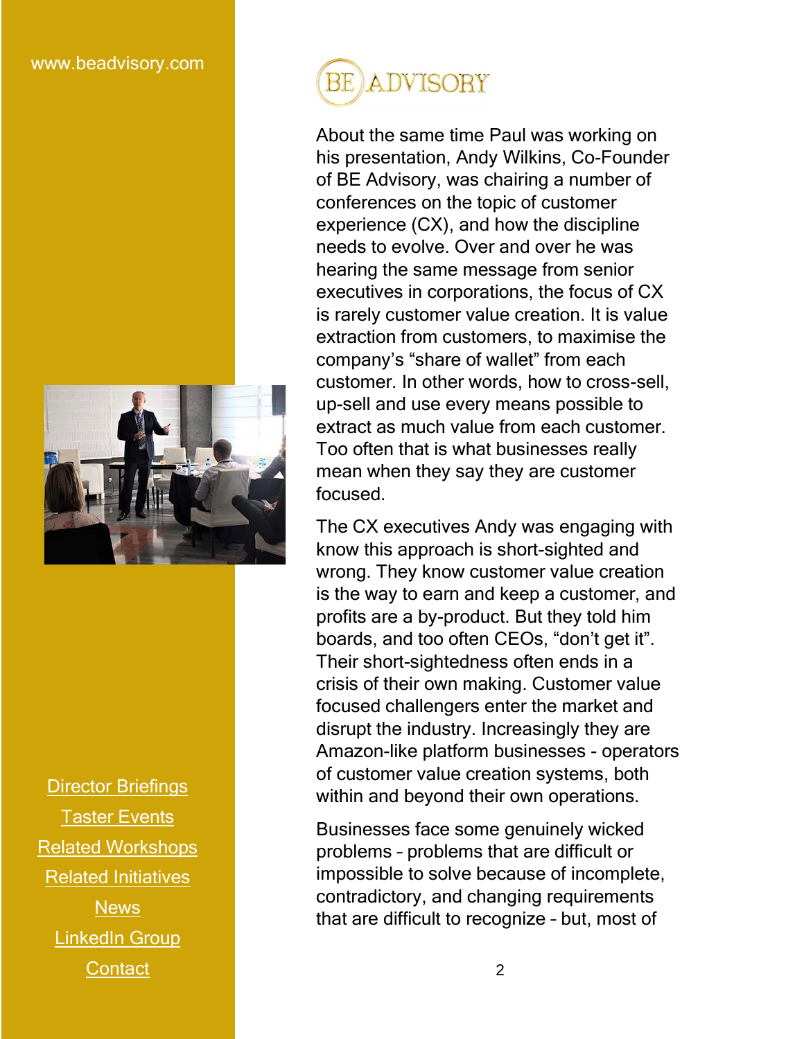About the same time Paul was working on his presentation, Andy Wilkins, Co-Founder of BE Advisory, was chairing a number of conferences on the topic of customer experience (CX), and how the discipline needs to evolve. Over and over he was hearing the same message from senior executives in corporations, the focus of CX is rarely customer value creation. It is value extraction from customers, to maximise the company's "share of wallet" from each customer. In other words, how to cross-sell, up-sell and use every means possible to extract as much value from each customer. Too often that is what businesses really mean when they say they are customer focused.

The CX executives Andy was engaging with know this approach is short-sighted and wrong. They know customer value creation is the way to earn and keep a customer, and profits are a by-product. But they told him boards, and too often CEOs, "don't get it". Their short-sightedness often ends in a crisis of their own making. Customer value focused challengers enter the market and disrupt the industry. Increasingly they are Amazon-like platform businesses - operators of customer value creation systems, both within and beyond their own operations.

Businesses face some genuinely wicked problems – problems that are difficult or impossible to solve because of incomplete, contradictory, and changing requirements that are difficult to recognize – but, most of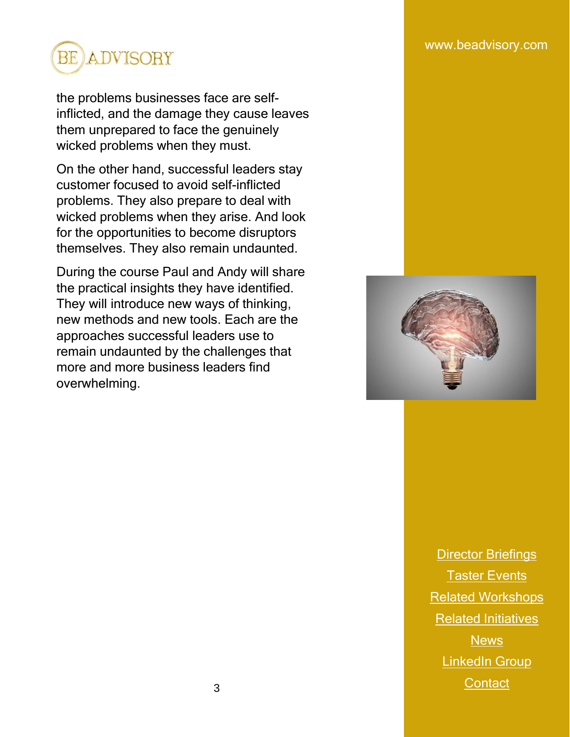the problems businesses face are self-inflicted, and the damage they cause leaves them unprepared to face the genuinely wicked problems when they must.

On the other hand, successful leaders stay customer focused to avoid self-inflicted problems. They also prepare to deal with wicked problems when they arise. And look for the opportunities to become disruptors themselves. They also remain undaunted.

During the course Paul and Andy will share the practical insights they have identified. They will introduce new ways of thinking, new methods and new tools. Each are the approaches successful leaders use to remain undaunted by the challenges that more and more business leaders find overwhelming.

Director Briefings

Taster Events

Related Workshops

Related Initiatives

News

LinkedIn Group

Contact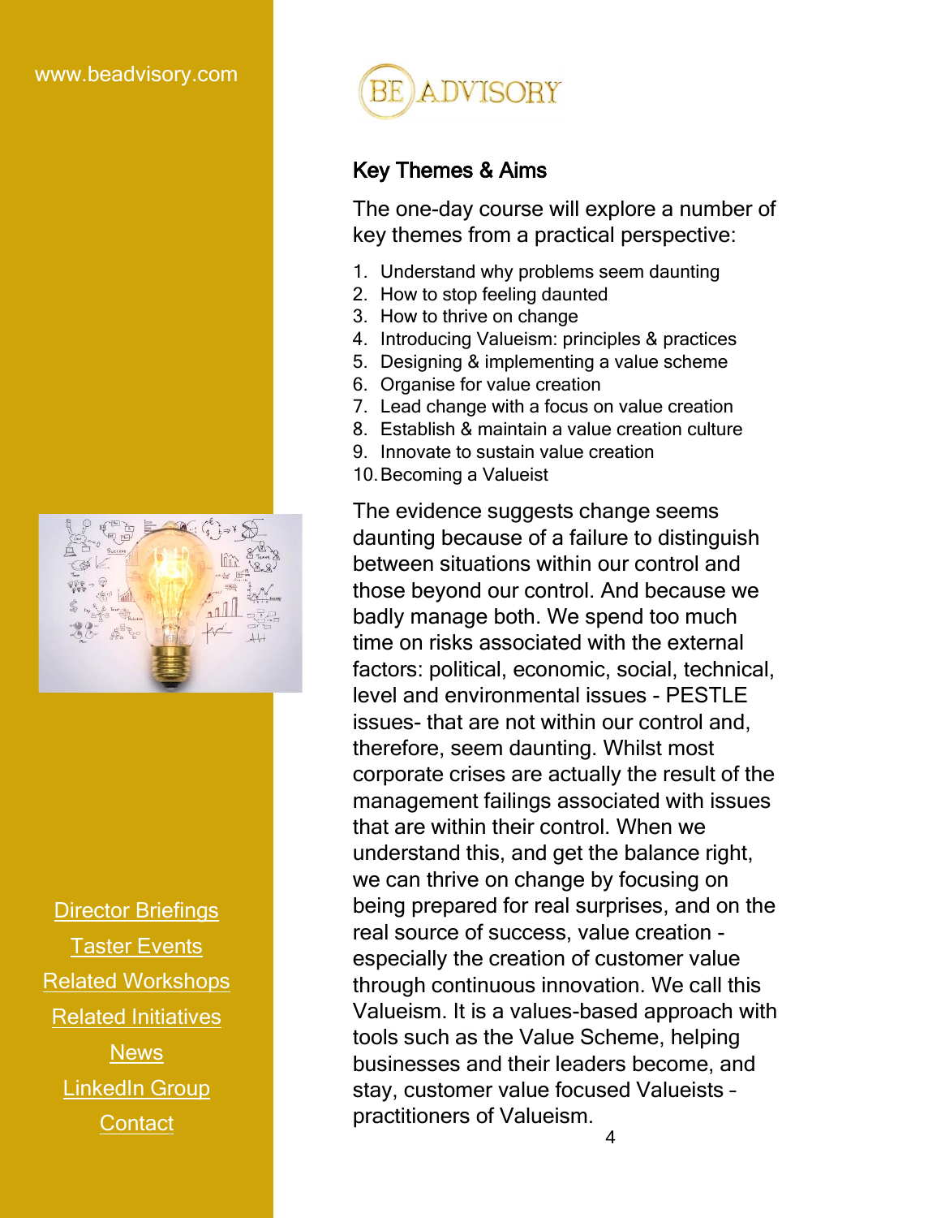www.beadvisory.com

## Key Themes & Aims

The one-day course will explore a number of key themes from a practical perspective:

1. Understand why problems seem daunting
2. How to stop feeling daunted
3. How to thrive on change
4. Introducing Valueism: principles & practices
5. Designing & implementing a value scheme
6. Organise for value creation
7. Lead change with a focus on value creation
8. Establish & maintain a value creation culture
9. Innovate to sustain value creation
10. Becoming a Valueist

The evidence suggests change seems daunting because of a failure to distinguish between situations within our control and those beyond our control. And because we badly manage both. We spend too much time on risks associated with the external factors: political, economic, social, technical, level and environmental issues - PESTLE issues- that are not within our control and, therefore, seem daunting. Whilst most corporate crises are actually the result of the management failings associated with issues that are within their control. When we understand this, and get the balance right, we can thrive on change by focusing on being prepared for real surprises, and on the real source of success, value creation - especially the creation of customer value through continuous innovation. We call this Valueism. It is a values-based approach with tools such as the Value Scheme, helping businesses and their leaders become, and stay, customer value focused Valueists – practitioners of Valueism.

Director Briefings

Taster Events

Related Workshops

Related Initiatives

News

LinkedIn Group

Contact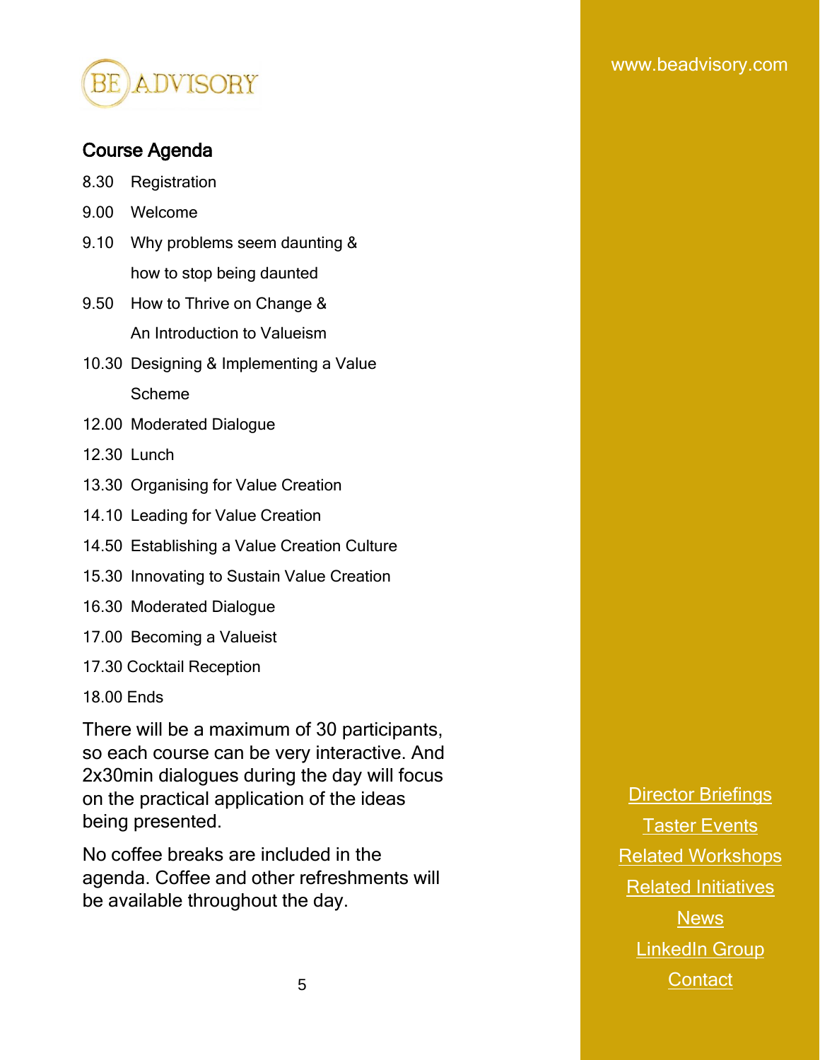BE ADVISORY

www.beadvisory.com

## Course Agenda

8.30 Registration

9.00 Welcome

9.10 Why problems seem daunting & how to stop being daunted

9.50 How to Thrive on Change & An Introduction to Valueism

10.30 Designing & Implementing a Value Scheme

12.00 Moderated Dialogue

12.30 Lunch

13.30 Organising for Value Creation

14.10 Leading for Value Creation

14.50 Establishing a Value Creation Culture

15.30 Innovating to Sustain Value Creation

16.30 Moderated Dialogue

17.00 Becoming a Valueist

17.30 Cocktail Reception

18.00 Ends

There will be a maximum of 30 participants, so each course can be very interactive. And 2x30min dialogues during the day will focus on the practical application of the ideas being presented.

No coffee breaks are included in the agenda. Coffee and other refreshments will be available throughout the day.

Director Briefings

Taster Events

Related Workshops

Related Initiatives

News

LinkedIn Group

Contact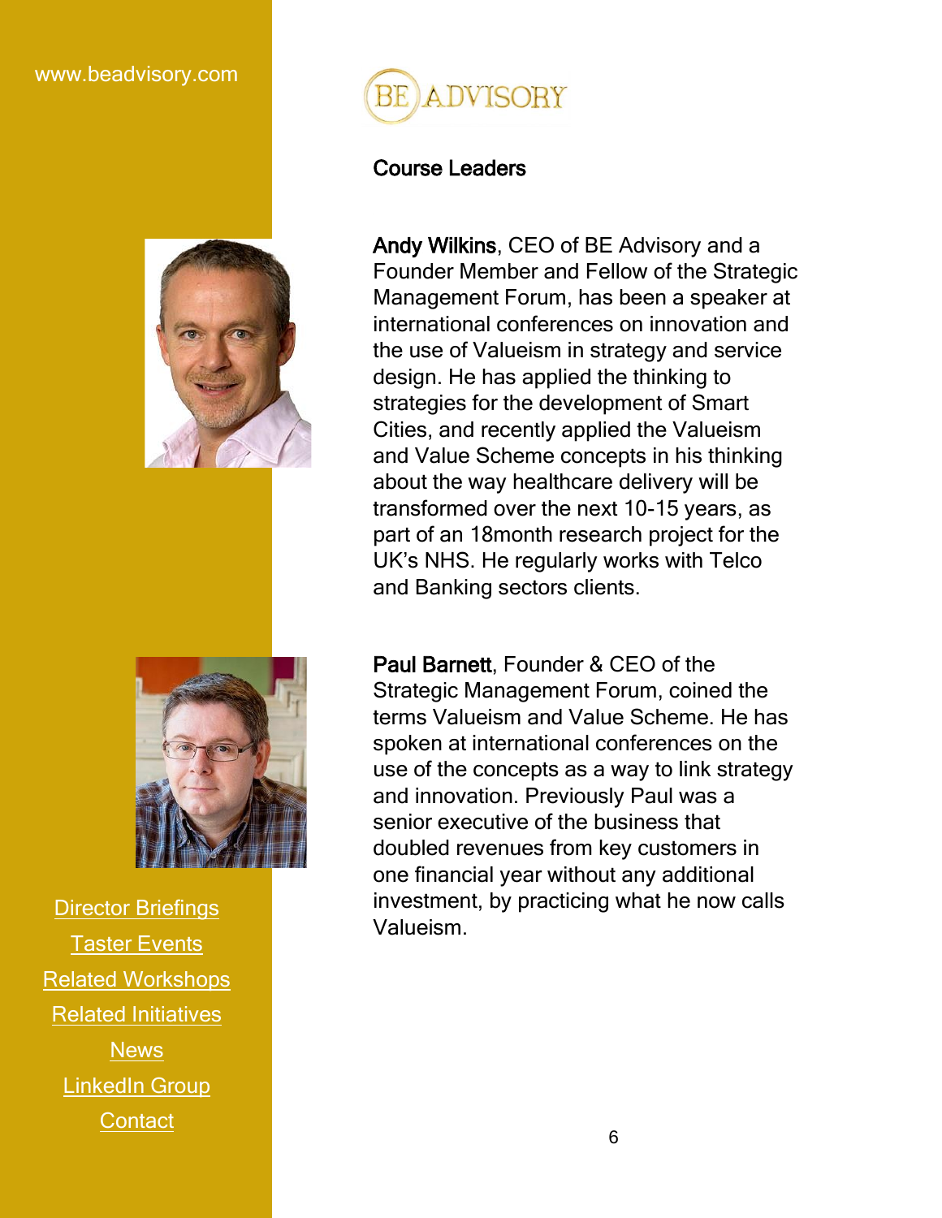www.beadvisory.com

## Course Leaders

**Andy Wilkins**, CEO of BE Advisory and a Founder Member and Fellow of the Strategic Management Forum, has been a speaker at international conferences on innovation and the use of Valueism in strategy and service design. He has applied the thinking to strategies for the development of Smart Cities, and recently applied the Valueism and Value Scheme concepts in his thinking about the way healthcare delivery will be transformed over the next 10-15 years, as part of an 18month research project for the UK's NHS. He regularly works with Telco and Banking sectors clients.

**Paul Barnett**, Founder & CEO of the Strategic Management Forum, coined the terms Valueism and Value Scheme. He has spoken at international conferences on the use of the concepts as a way to link strategy and innovation. Previously Paul was a senior executive of the business that doubled revenues from key customers in one financial year without any additional investment, by practicing what he now calls Valueism.

Director Briefings

Taster Events

Related Workshops

Related Initiatives

News

LinkedIn Group

Contact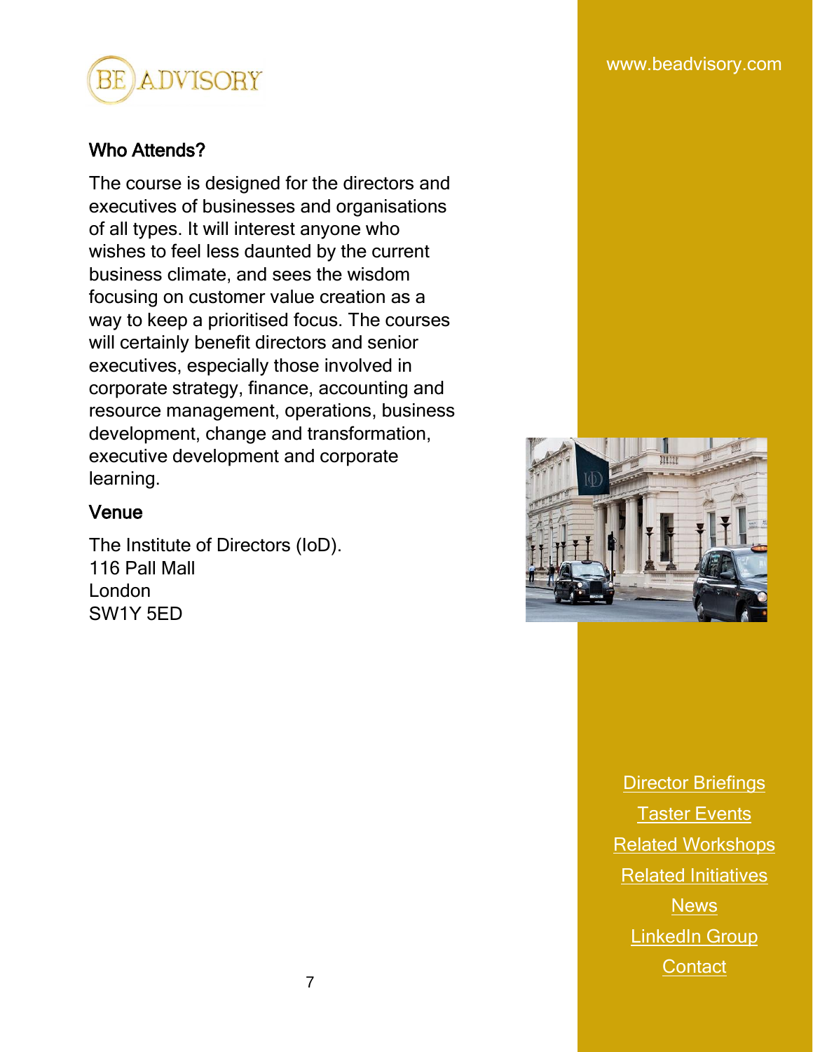## Who Attends?

The course is designed for the directors and executives of businesses and organisations of all types. It will interest anyone who wishes to feel less daunted by the current business climate, and sees the wisdom focusing on customer value creation as a way to keep a prioritised focus. The courses will certainly benefit directors and senior executives, especially those involved in corporate strategy, finance, accounting and resource management, operations, business development, change and transformation, executive development and corporate learning.

## Venue

The Institute of Directors (IoD).
116 Pall Mall
London
SW1Y 5ED

Director Briefings

Taster Events

Related Workshops

Related Initiatives

News

LinkedIn Group

Contact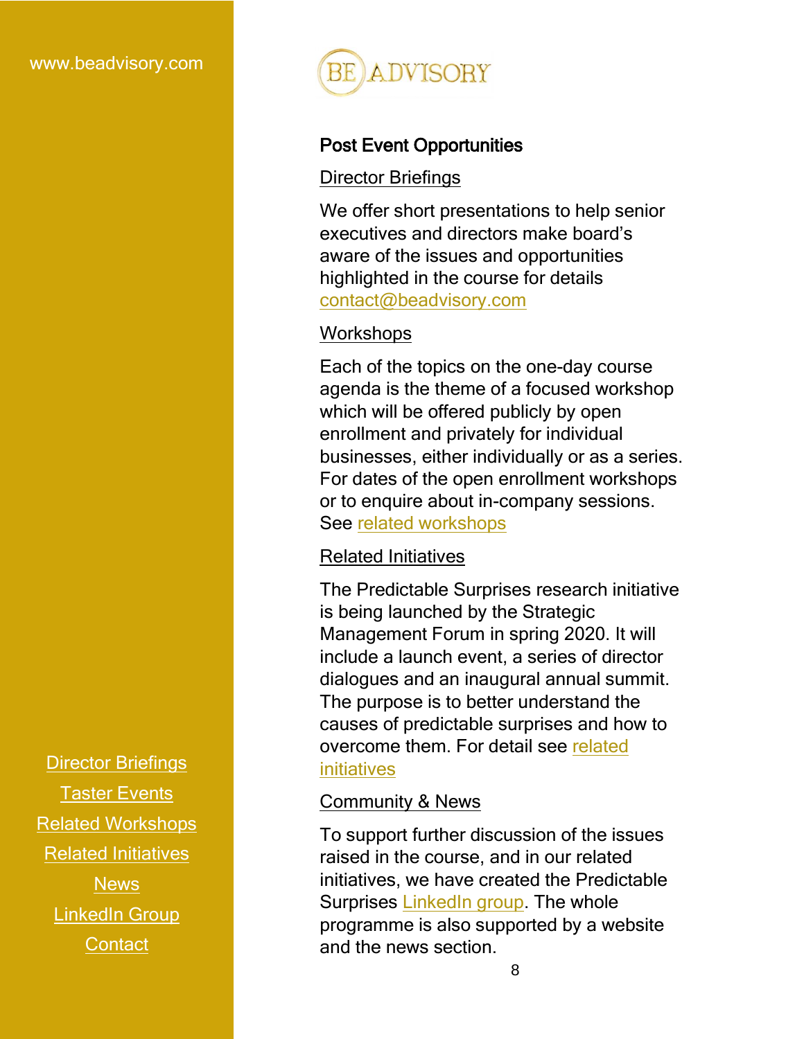www.beadvisory.com

BE ADVISORY

## Post Event Opportunities

### Director Briefings

We offer short presentations to help senior executives and directors make board's aware of the issues and opportunities highlighted in the course for details contact@beadvisory.com

### Workshops

Each of the topics on the one-day course agenda is the theme of a focused workshop which will be offered publicly by open enrollment and privately for individual businesses, either individually or as a series. For dates of the open enrollment workshops or to enquire about in-company sessions. See related workshops

### Related Initiatives

The Predictable Surprises research initiative is being launched by the Strategic Management Forum in spring 2020. It will include a launch event, a series of director dialogues and an inaugural annual summit. The purpose is to better understand the causes of predictable surprises and how to overcome them. For detail see related initiatives

### Community & News

To support further discussion of the issues raised in the course, and in our related initiatives, we have created the Predictable Surprises LinkedIn group. The whole programme is also supported by a website and the news section.

Director Briefings
Taster Events
Related Workshops
Related Initiatives
News
LinkedIn Group
Contact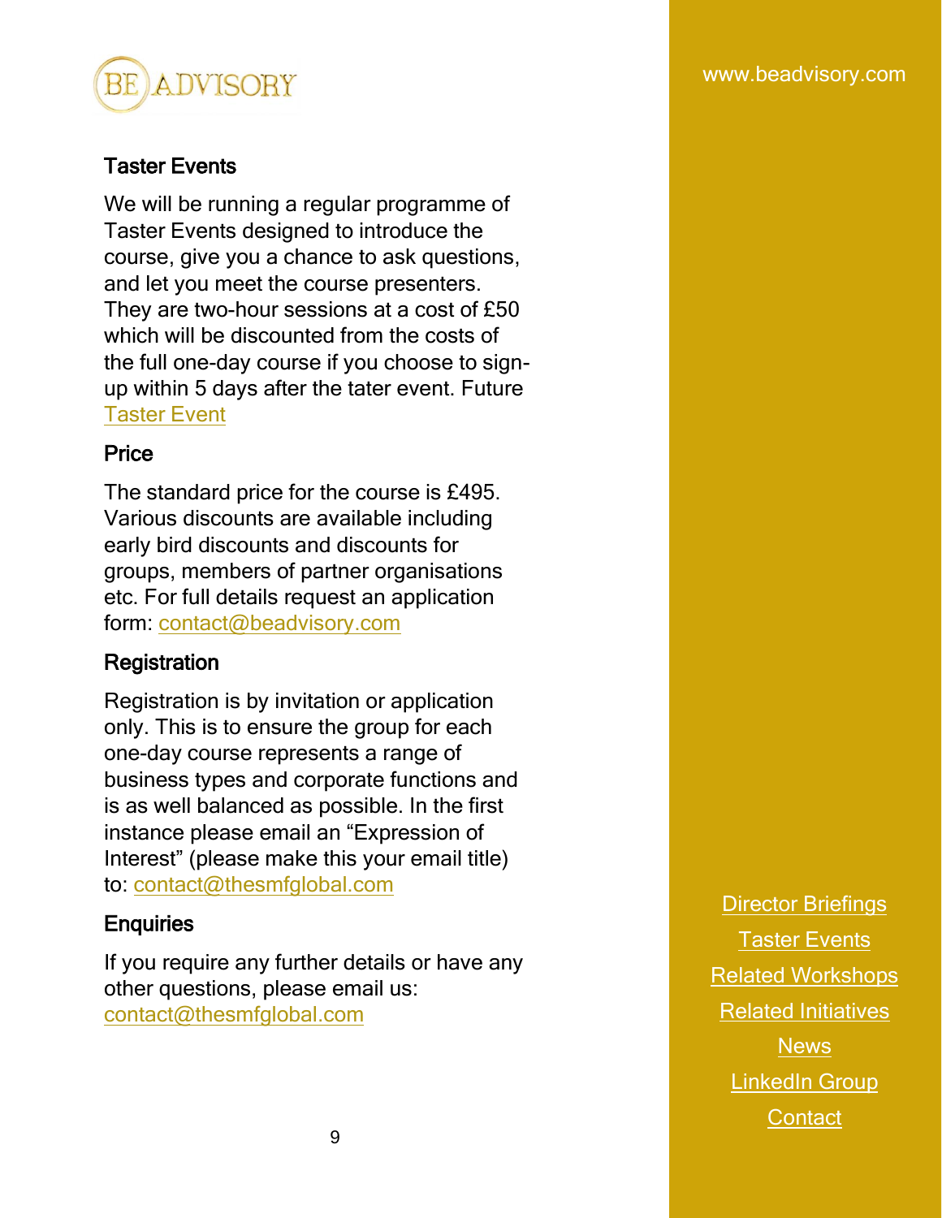## Taster Events

We will be running a regular programme of Taster Events designed to introduce the course, give you a chance to ask questions, and let you meet the course presenters. They are two-hour sessions at a cost of £50 which will be discounted from the costs of the full one-day course if you choose to sign-up within 5 days after the tater event. Future Taster Event

## Price

The standard price for the course is £495. Various discounts are available including early bird discounts and discounts for groups, members of partner organisations etc. For full details request an application form: contact@beadvisory.com

## Registration

Registration is by invitation or application only. This is to ensure the group for each one-day course represents a range of business types and corporate functions and is as well balanced as possible. In the first instance please email an "Expression of Interest" (please make this your email title) to: contact@thesmfglobal.com

## Enquiries

If you require any further details or have any other questions, please email us: contact@thesmfglobal.com

www.beadvisory.com

Director Briefings
Taster Events
Related Workshops
Related Initiatives
News
LinkedIn Group
Contact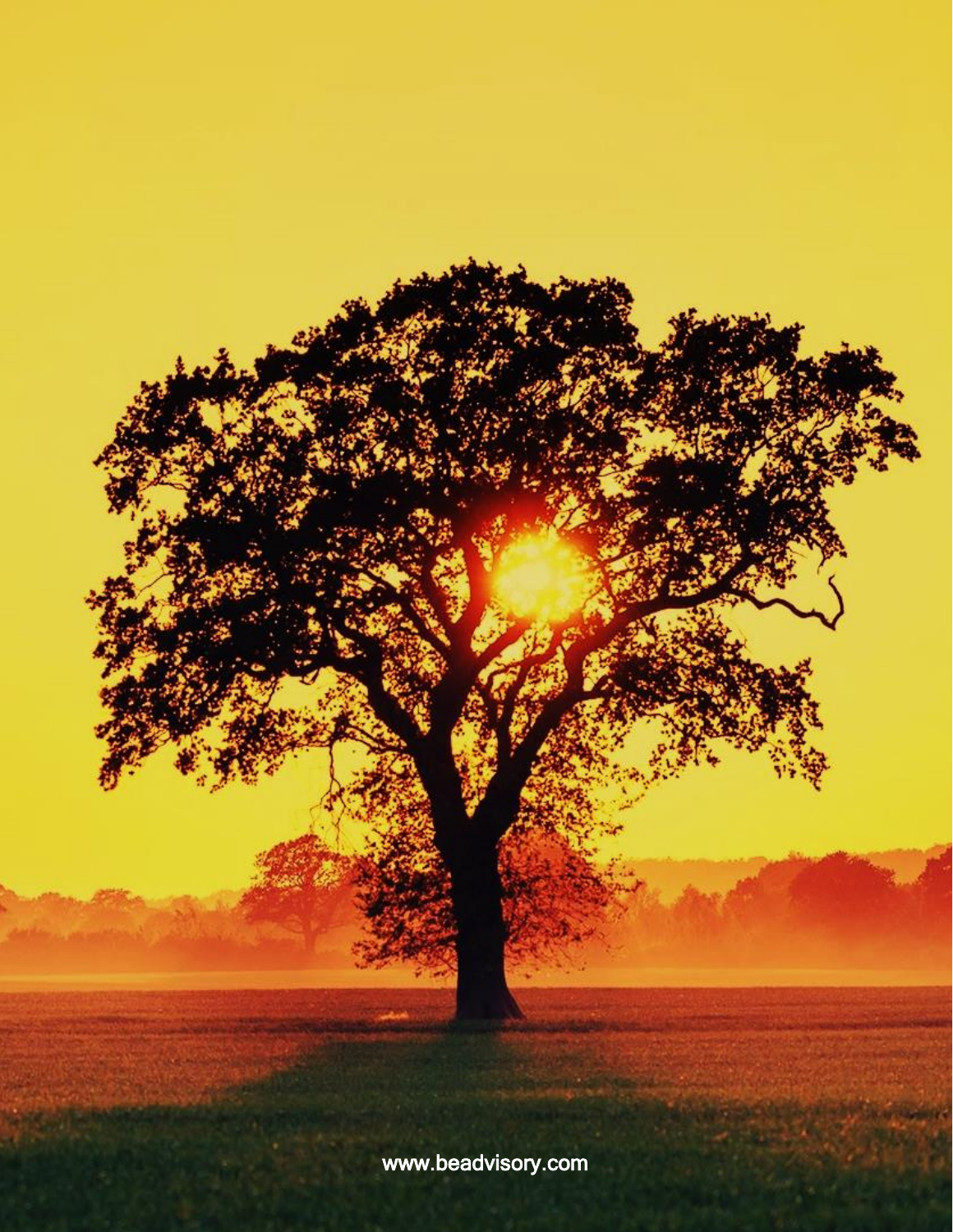www.beadvisory.com